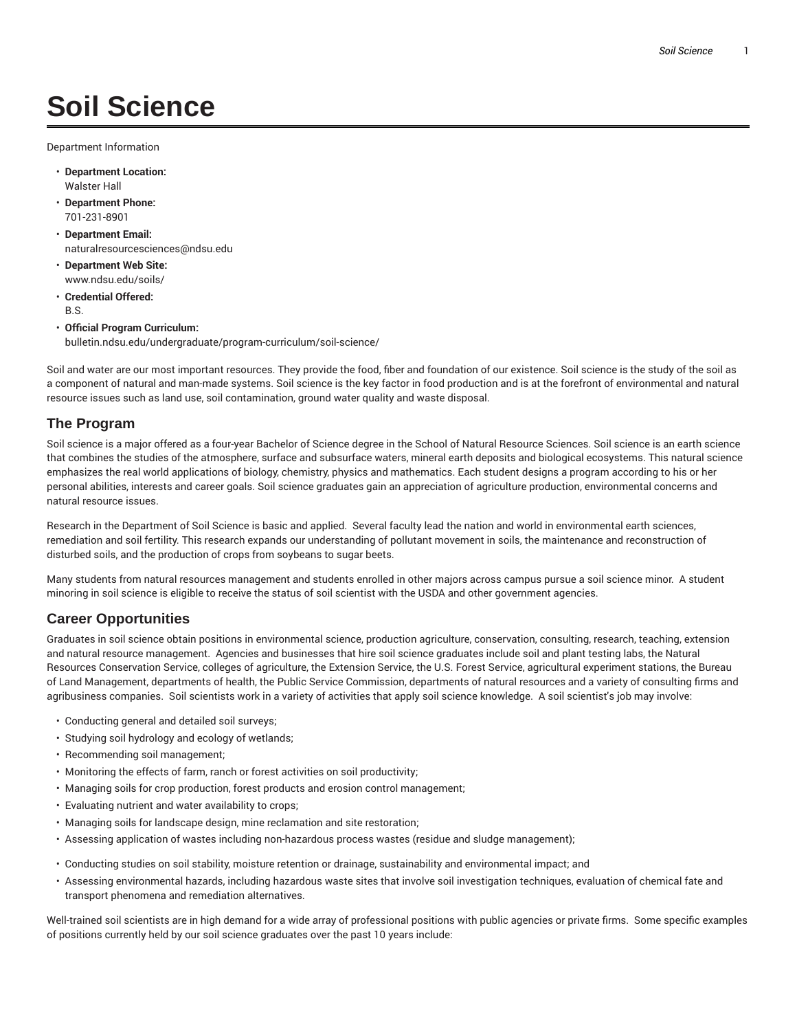# Soil Science

Department Information

- **Department Location:**
  Walster Hall
- **Department Phone:**
  701-231-8901
- **Department Email:**
  naturalresourcesciences@ndsu.edu
- **Department Web Site:**
  www.ndsu.edu/soils/
- **Credential Offered:**
  B.S.
- **Official Program Curriculum:**
  bulletin.ndsu.edu/undergraduate/program-curriculum/soil-science/

Soil and water are our most important resources. They provide the food, fiber and foundation of our existence. Soil science is the study of the soil as a component of natural and man-made systems. Soil science is the key factor in food production and is at the forefront of environmental and natural resource issues such as land use, soil contamination, ground water quality and waste disposal.

## The Program

Soil science is a major offered as a four-year Bachelor of Science degree in the School of Natural Resource Sciences. Soil science is an earth science that combines the studies of the atmosphere, surface and subsurface waters, mineral earth deposits and biological ecosystems. This natural science emphasizes the real world applications of biology, chemistry, physics and mathematics. Each student designs a program according to his or her personal abilities, interests and career goals. Soil science graduates gain an appreciation of agriculture production, environmental concerns and natural resource issues.

Research in the Department of Soil Science is basic and applied. Several faculty lead the nation and world in environmental earth sciences, remediation and soil fertility. This research expands our understanding of pollutant movement in soils, the maintenance and reconstruction of disturbed soils, and the production of crops from soybeans to sugar beets.

Many students from natural resources management and students enrolled in other majors across campus pursue a soil science minor. A student minoring in soil science is eligible to receive the status of soil scientist with the USDA and other government agencies.

## Career Opportunities

Graduates in soil science obtain positions in environmental science, production agriculture, conservation, consulting, research, teaching, extension and natural resource management. Agencies and businesses that hire soil science graduates include soil and plant testing labs, the Natural Resources Conservation Service, colleges of agriculture, the Extension Service, the U.S. Forest Service, agricultural experiment stations, the Bureau of Land Management, departments of health, the Public Service Commission, departments of natural resources and a variety of consulting firms and agribusiness companies. Soil scientists work in a variety of activities that apply soil science knowledge. A soil scientist's job may involve:

- Conducting general and detailed soil surveys;
- Studying soil hydrology and ecology of wetlands;
- Recommending soil management;
- Monitoring the effects of farm, ranch or forest activities on soil productivity;
- Managing soils for crop production, forest products and erosion control management;
- Evaluating nutrient and water availability to crops;
- Managing soils for landscape design, mine reclamation and site restoration;
- Assessing application of wastes including non-hazardous process wastes (residue and sludge management);
- Conducting studies on soil stability, moisture retention or drainage, sustainability and environmental impact; and
- Assessing environmental hazards, including hazardous waste sites that involve soil investigation techniques, evaluation of chemical fate and transport phenomena and remediation alternatives.

Well-trained soil scientists are in high demand for a wide array of professional positions with public agencies or private firms. Some specific examples of positions currently held by our soil science graduates over the past 10 years include: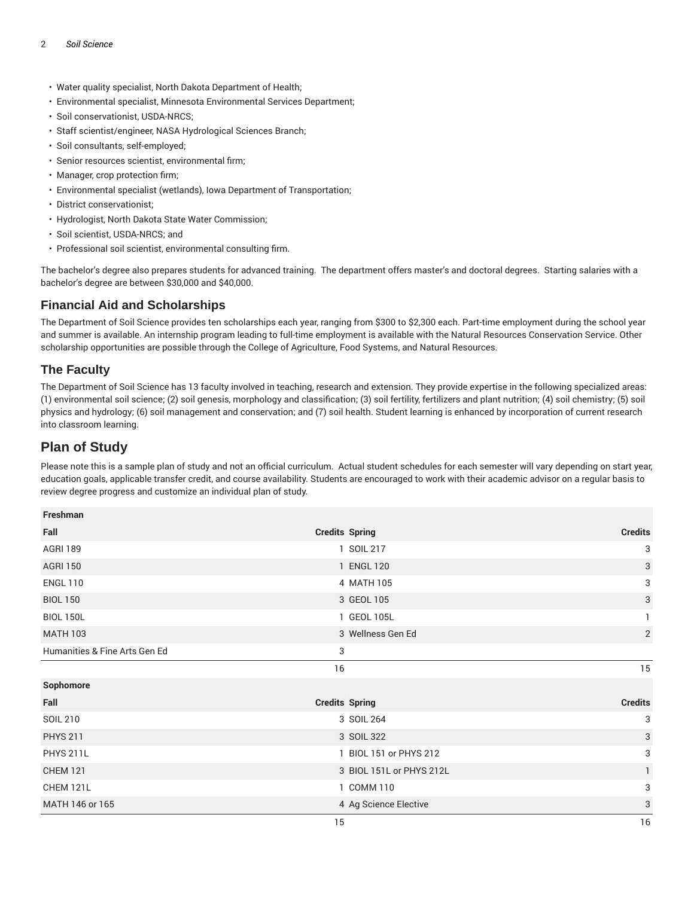- Water quality specialist, North Dakota Department of Health;
- Environmental specialist, Minnesota Environmental Services Department;
- Soil conservationist, USDA-NRCS;
- Staff scientist/engineer, NASA Hydrological Sciences Branch;
- Soil consultants, self-employed;
- Senior resources scientist, environmental firm;
- Manager, crop protection firm;
- Environmental specialist (wetlands), Iowa Department of Transportation;
- District conservationist;
- Hydrologist, North Dakota State Water Commission;
- Soil scientist, USDA-NRCS; and
- Professional soil scientist, environmental consulting firm.

The bachelor's degree also prepares students for advanced training. The department offers master's and doctoral degrees. Starting salaries with a bachelor's degree are between $30,000 and $40,000.

## Financial Aid and Scholarships

The Department of Soil Science provides ten scholarships each year, ranging from $300 to $2,300 each. Part-time employment during the school year and summer is available. An internship program leading to full-time employment is available with the Natural Resources Conservation Service. Other scholarship opportunities are possible through the College of Agriculture, Food Systems, and Natural Resources.

## The Faculty

The Department of Soil Science has 13 faculty involved in teaching, research and extension. They provide expertise in the following specialized areas: (1) environmental soil science; (2) soil genesis, morphology and classification; (3) soil fertility, fertilizers and plant nutrition; (4) soil chemistry; (5) soil physics and hydrology; (6) soil management and conservation; and (7) soil health. Student learning is enhanced by incorporation of current research into classroom learning.

## Plan of Study

Please note this is a sample plan of study and not an official curriculum. Actual student schedules for each semester will vary depending on start year, education goals, applicable transfer credit, and course availability. Students are encouraged to work with their academic advisor on a regular basis to review degree progress and customize an individual plan of study.

| **Freshman** | | | |
|---|---|---|---|
| **Fall** | **Credits** | **Spring** | **Credits** |
| AGRI 189 | 1 | SOIL 217 | 3 |
| AGRI 150 | 1 | ENGL 120 | 3 |
| ENGL 110 | 4 | MATH 105 | 3 |
| BIOL 150 | 3 | GEOL 105 | 3 |
| BIOL 150L | 1 | GEOL 105L | 1 |
| MATH 103 | 3 | Wellness Gen Ed | 2 |
| Humanities & Fine Arts Gen Ed | 3 | | |
| | 16 | | 15 |
| **Sophomore** | | | |
| **Fall** | **Credits** | **Spring** | **Credits** |
| SOIL 210 | 3 | SOIL 264 | 3 |
| PHYS 211 | 3 | SOIL 322 | 3 |
| PHYS 211L | 1 | BIOL 151 or PHYS 212 | 3 |
| CHEM 121 | 3 | BIOL 151L or PHYS 212L | 1 |
| CHEM 121L | 1 | COMM 110 | 3 |
| MATH 146 or 165 | 4 | Ag Science Elective | 3 |
| | 15 | | 16 |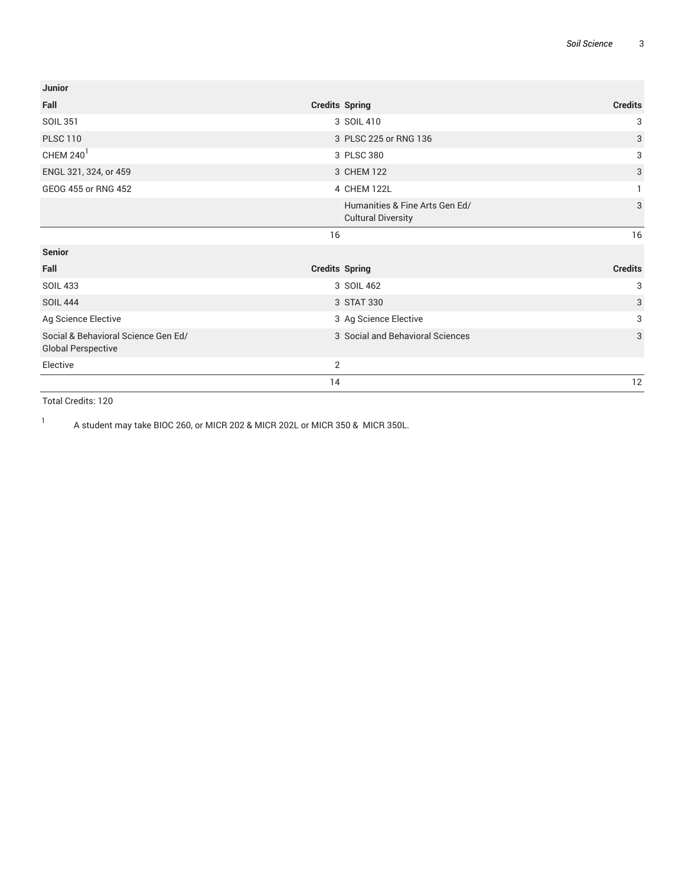| Junior | | | |
|---|---|---|---|
| Fall | Credits | Spring | Credits |
| SOIL 351 | 3 | SOIL 410 | 3 |
| PLSC 110 | 3 | PLSC 225 or RNG 136 | 3 |
| CHEM 240[1] | 3 | PLSC 380 | 3 |
| ENGL 321, 324, or 459 | 3 | CHEM 122 | 3 |
| GEOG 455 or RNG 452 | 4 | CHEM 122L | 1 |
| | | Humanities & Fine Arts Gen Ed/ Cultural Diversity | 3 |
| | 16 | | 16 |

| Senior | | | |
|---|---|---|---|
| Fall | Credits | Spring | Credits |
| SOIL 433 | 3 | SOIL 462 | 3 |
| SOIL 444 | 3 | STAT 330 | 3 |
| Ag Science Elective | 3 | Ag Science Elective | 3 |
| Social & Behavioral Science Gen Ed/ Global Perspective | 3 | Social and Behavioral Sciences | 3 |
| Elective | 2 | | |
| | 14 | | 12 |

Total Credits: 120

[1] A student may take BIOC 260, or MICR 202 & MICR 202L or MICR 350 & MICR 350L.